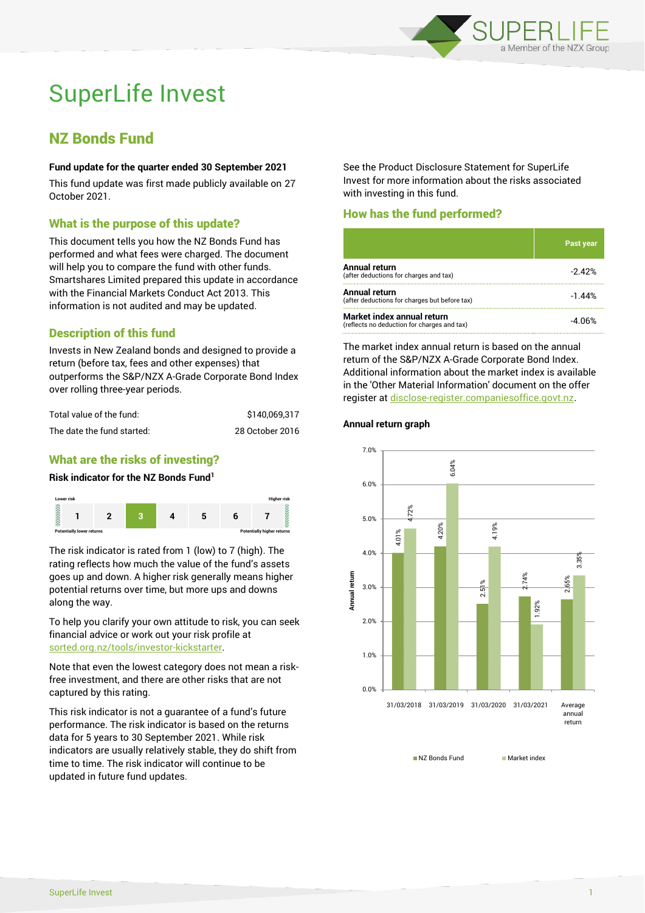# SuperLife Invest

## NZ Bonds Fund

**Fund update for the quarter ended 30 September 2021**

This fund update was first made publicly available on 27 October 2021.

### What is the purpose of this update?

This document tells you how the NZ Bonds Fund has performed and what fees were charged. The document will help you to compare the fund with other funds. Smartshares Limited prepared this update in accordance with the Financial Markets Conduct Act 2013. This information is not audited and may be updated.

### Description of this fund

Invests in New Zealand bonds and designed to provide a return (before tax, fees and other expenses) that outperforms the S&P/NZX A-Grade Corporate Bond Index over rolling three-year periods.

| | |
|---|---|
| Total value of the fund: | $140,069,317 |
| The date the fund started: | 28 October 2016 |

### What are the risks of investing?

**Risk indicator for the NZ Bonds Fund[1]**

| Lower risk | | | | | | Higher risk |
|---|---|---|---|---|---|---|
| 1 | 2 | **3** | 4 | 5 | 6 | 7 |
| Potentially lower returns | | | | | | Potentially higher returns |

The risk indicator is rated from 1 (low) to 7 (high). The rating reflects how much the value of the fund's assets goes up and down. A higher risk generally means higher potential returns over time, but more ups and downs along the way.

To help you clarify your own attitude to risk, you can seek financial advice or work out your risk profile at sorted.org.nz/tools/investor-kickstarter.

Note that even the lowest category does not mean a risk-free investment, and there are other risks that are not captured by this rating.

This risk indicator is not a guarantee of a fund's future performance. The risk indicator is based on the returns data for 5 years to 30 September 2021. While risk indicators are usually relatively stable, they do shift from time to time. The risk indicator will continue to be updated in future fund updates.

See the Product Disclosure Statement for SuperLife Invest for more information about the risks associated with investing in this fund.

### How has the fund performed?

| | Past year |
|---|---|
| **Annual return** (after deductions for charges and tax) | -2.42% |
| **Annual return** (after deductions for charges but before tax) | -1.44% |
| **Market index annual return** (reflects no deduction for charges and tax) | -4.06% |

The market index annual return is based on the annual return of the S&P/NZX A-Grade Corporate Bond Index. Additional information about the market index is available in the 'Other Material Information' document on the offer register at disclose-register.companiesoffice.govt.nz.

**Annual return graph**

| | NZ Bonds Fund | Market index |
|---|---|---|
| 31/03/2018 | 4.01% | 4.72% |
| 31/03/2019 | 4.20% | 6.04% |
| 31/03/2020 | 2.51% | 4.19% |
| 31/03/2021 | 2.74% | 1.92% |
| Average annual return | 2.65% | 3.35% |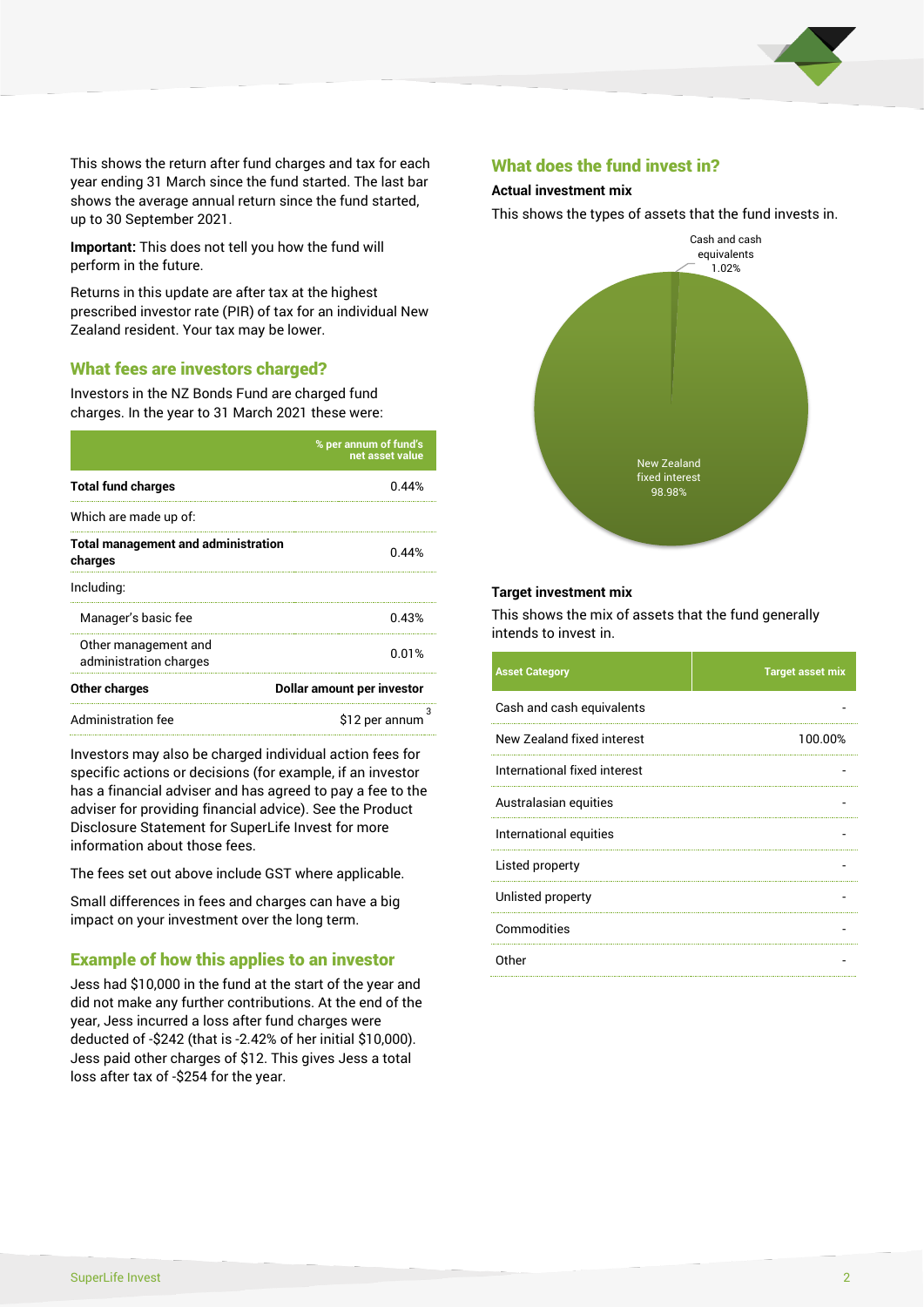This shows the return after fund charges and tax for each year ending 31 March since the fund started. The last bar shows the average annual return since the fund started, up to 30 September 2021.

**Important:** This does not tell you how the fund will perform in the future.

Returns in this update are after tax at the highest prescribed investor rate (PIR) of tax for an individual New Zealand resident. Your tax may be lower.

## What fees are investors charged?

Investors in the NZ Bonds Fund are charged fund charges. In the year to 31 March 2021 these were:

| | % per annum of fund's net asset value |
|---|---|
| **Total fund charges** | 0.44% |
| Which are made up of: | |
| **Total management and administration charges** | 0.44% |
| Including: | |
| Manager's basic fee | 0.43% |
| Other management and administration charges | 0.01% |
| **Other charges** | **Dollar amount per investor** |
| Administration fee | $12 per annum[3] |

Investors may also be charged individual action fees for specific actions or decisions (for example, if an investor has a financial adviser and has agreed to pay a fee to the adviser for providing financial advice). See the Product Disclosure Statement for SuperLife Invest for more information about those fees.

The fees set out above include GST where applicable.

Small differences in fees and charges can have a big impact on your investment over the long term.

## Example of how this applies to an investor

Jess had $10,000 in the fund at the start of the year and did not make any further contributions. At the end of the year, Jess incurred a loss after fund charges were deducted of -$242 (that is -2.42% of her initial $10,000). Jess paid other charges of $12. This gives Jess a total loss after tax of -$254 for the year.

## What does the fund invest in?

### Actual investment mix

This shows the types of assets that the fund invests in.

Cash and cash equivalents 1.02%

New Zealand fixed interest 98.98%

### Target investment mix

This shows the mix of assets that the fund generally intends to invest in.

| Asset Category | Target asset mix |
|---|---|
| Cash and cash equivalents | - |
| New Zealand fixed interest | 100.00% |
| International fixed interest | - |
| Australasian equities | - |
| International equities | - |
| Listed property | - |
| Unlisted property | - |
| Commodities | - |
| Other | - |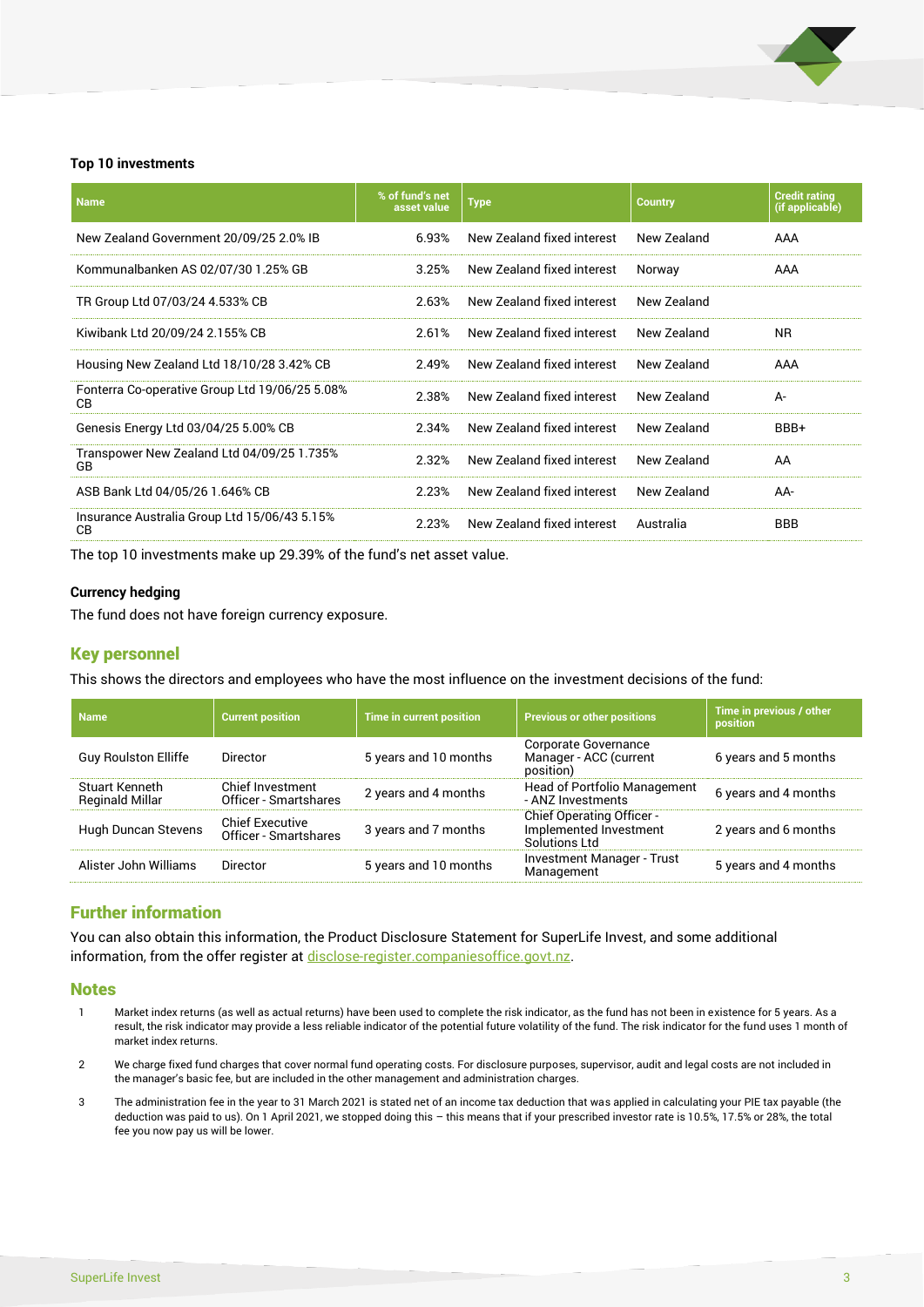### Top 10 investments

| Name | % of fund's net asset value | Type | Country | Credit rating (if applicable) |
|---|---|---|---|---|
| New Zealand Government 20/09/25 2.0% IB | 6.93% | New Zealand fixed interest | New Zealand | AAA |
| Kommunalbanken AS 02/07/30 1.25% GB | 3.25% | New Zealand fixed interest | Norway | AAA |
| TR Group Ltd 07/03/24 4.533% CB | 2.63% | New Zealand fixed interest | New Zealand | |
| Kiwibank Ltd 20/09/24 2.155% CB | 2.61% | New Zealand fixed interest | New Zealand | NR |
| Housing New Zealand Ltd 18/10/28 3.42% CB | 2.49% | New Zealand fixed interest | New Zealand | AAA |
| Fonterra Co-operative Group Ltd 19/06/25 5.08% CB | 2.38% | New Zealand fixed interest | New Zealand | A- |
| Genesis Energy Ltd 03/04/25 5.00% CB | 2.34% | New Zealand fixed interest | New Zealand | BBB+ |
| Transpower New Zealand Ltd 04/09/25 1.735% GB | 2.32% | New Zealand fixed interest | New Zealand | AA |
| ASB Bank Ltd 04/05/26 1.646% CB | 2.23% | New Zealand fixed interest | New Zealand | AA- |
| Insurance Australia Group Ltd 15/06/43 5.15% CB | 2.23% | New Zealand fixed interest | Australia | BBB |

The top 10 investments make up 29.39% of the fund's net asset value.

### Currency hedging

The fund does not have foreign currency exposure.

## Key personnel

This shows the directors and employees who have the most influence on the investment decisions of the fund:

| Name | Current position | Time in current position | Previous or other positions | Time in previous / other position |
|---|---|---|---|---|
| Guy Roulston Elliffe | Director | 5 years and 10 months | Corporate Governance Manager - ACC (current position) | 6 years and 5 months |
| Stuart Kenneth Reginald Millar | Chief Investment Officer - Smartshares | 2 years and 4 months | Head of Portfolio Management - ANZ Investments | 6 years and 4 months |
| Hugh Duncan Stevens | Chief Executive Officer - Smartshares | 3 years and 7 months | Chief Operating Officer - Implemented Investment Solutions Ltd | 2 years and 6 months |
| Alister John Williams | Director | 5 years and 10 months | Investment Manager - Trust Management | 5 years and 4 months |

## Further information

You can also obtain this information, the Product Disclosure Statement for SuperLife Invest, and some additional information, from the offer register at disclose-register.companiesoffice.govt.nz.

## Notes

1. Market index returns (as well as actual returns) have been used to complete the risk indicator, as the fund has not been in existence for 5 years. As a result, the risk indicator may provide a less reliable indicator of the potential future volatility of the fund. The risk indicator for the fund uses 1 month of market index returns.
2. We charge fixed fund charges that cover normal fund operating costs. For disclosure purposes, supervisor, audit and legal costs are not included in the manager's basic fee, but are included in the other management and administration charges.
3. The administration fee in the year to 31 March 2021 is stated net of an income tax deduction that was applied in calculating your PIE tax payable (the deduction was paid to us). On 1 April 2021, we stopped doing this – this means that if your prescribed investor rate is 10.5%, 17.5% or 28%, the total fee you now pay us will be lower.